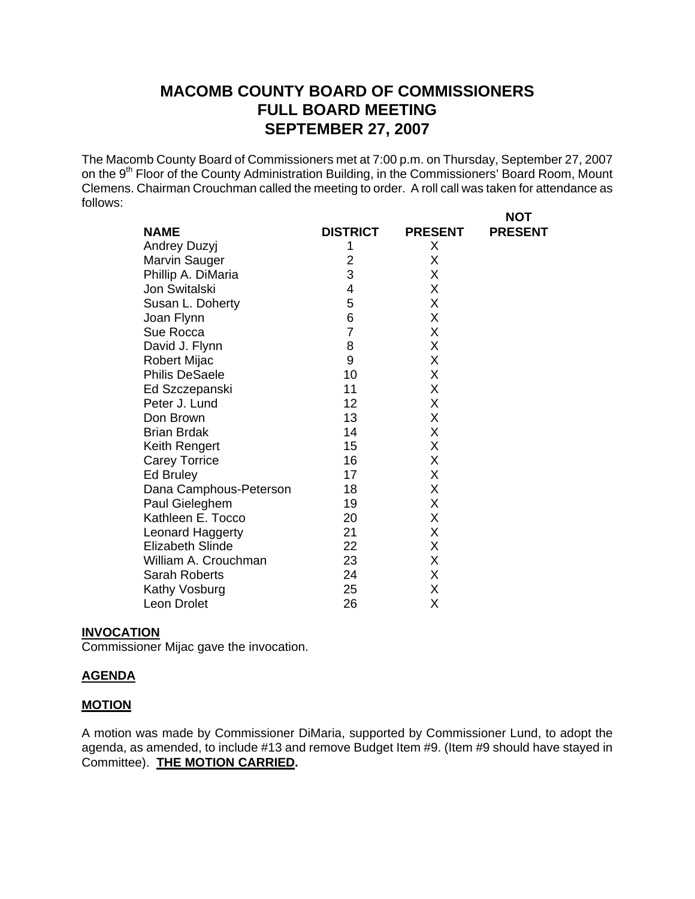# MACOMB COUNTY BOARD OF COMMISSIONERS
# FULL BOARD MEETING
# SEPTEMBER 27, 2007

The Macomb County Board of Commissioners met at 7:00 p.m. on Thursday, September 27, 2007 on the 9th Floor of the County Administration Building, in the Commissioners' Board Room, Mount Clemens. Chairman Crouchman called the meeting to order. A roll call was taken for attendance as follows:

| NAME | DISTRICT | PRESENT | NOT PRESENT |
|---|---|---|---|
| Andrey Duzyj | 1 | X | |
| Marvin Sauger | 2 | X | |
| Phillip A. DiMaria | 3 | X | |
| Jon Switalski | 4 | X | |
| Susan L. Doherty | 5 | X | |
| Joan Flynn | 6 | X | |
| Sue Rocca | 7 | X | |
| David J. Flynn | 8 | X | |
| Robert Mijac | 9 | X | |
| Philis DeSaele | 10 | X | |
| Ed Szczepanski | 11 | X | |
| Peter J. Lund | 12 | X | |
| Don Brown | 13 | X | |
| Brian Brdak | 14 | X | |
| Keith Rengert | 15 | X | |
| Carey Torrice | 16 | X | |
| Ed Bruley | 17 | X | |
| Dana Camphous-Peterson | 18 | X | |
| Paul Gieleghem | 19 | X | |
| Kathleen E. Tocco | 20 | X | |
| Leonard Haggerty | 21 | X | |
| Elizabeth Slinde | 22 | X | |
| William A. Crouchman | 23 | X | |
| Sarah Roberts | 24 | X | |
| Kathy Vosburg | 25 | X | |
| Leon Drolet | 26 | X | |

**INVOCATION**

Commissioner Mijac gave the invocation.

**AGENDA**

**MOTION**

A motion was made by Commissioner DiMaria, supported by Commissioner Lund, to adopt the agenda, as amended, to include #13 and remove Budget Item #9. (Item #9 should have stayed in Committee). **THE MOTION CARRIED.**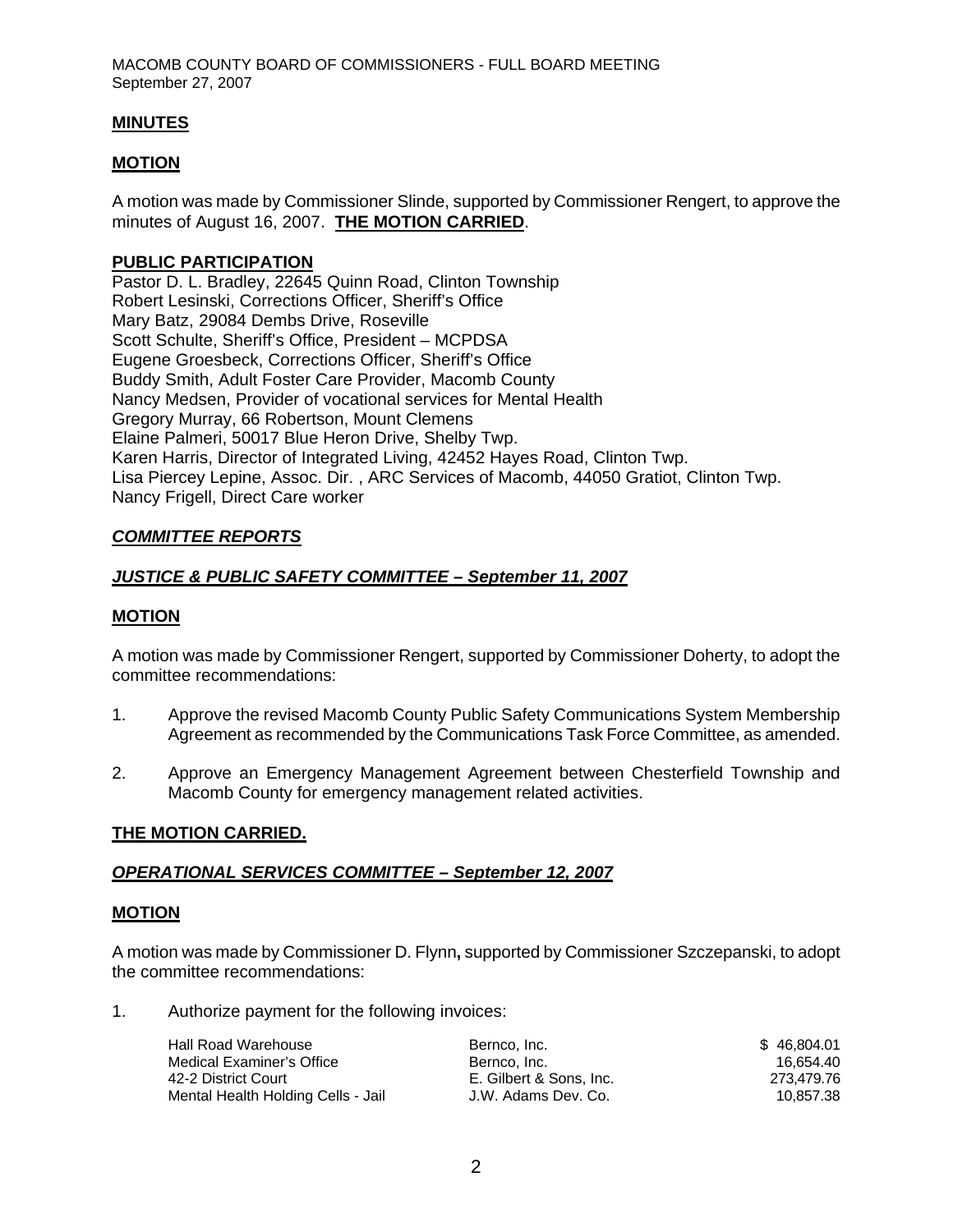MACOMB COUNTY BOARD OF COMMISSIONERS - FULL BOARD MEETING
September 27, 2007

**MINUTES**

**MOTION**

A motion was made by Commissioner Slinde, supported by Commissioner Rengert, to approve the minutes of August 16, 2007. **THE MOTION CARRIED**.

**PUBLIC PARTICIPATION**

Pastor D. L. Bradley, 22645 Quinn Road, Clinton Township
Robert Lesinski, Corrections Officer, Sheriff's Office
Mary Batz, 29084 Dembs Drive, Roseville
Scott Schulte, Sheriff's Office, President – MCPDSA
Eugene Groesbeck, Corrections Officer, Sheriff's Office
Buddy Smith, Adult Foster Care Provider, Macomb County
Nancy Medsen, Provider of vocational services for Mental Health
Gregory Murray, 66 Robertson, Mount Clemens
Elaine Palmeri, 50017 Blue Heron Drive, Shelby Twp.
Karen Harris, Director of Integrated Living, 42452 Hayes Road, Clinton Twp.
Lisa Piercey Lepine, Assoc. Dir. , ARC Services of Macomb, 44050 Gratiot, Clinton Twp.
Nancy Frigell, Direct Care worker

***COMMITTEE REPORTS***

***JUSTICE & PUBLIC SAFETY COMMITTEE – September 11, 2007***

**MOTION**

A motion was made by Commissioner Rengert, supported by Commissioner Doherty, to adopt the committee recommendations:

1. Approve the revised Macomb County Public Safety Communications System Membership Agreement as recommended by the Communications Task Force Committee, as amended.

2. Approve an Emergency Management Agreement between Chesterfield Township and Macomb County for emergency management related activities.

**THE MOTION CARRIED.**

***OPERATIONAL SERVICES COMMITTEE – September 12, 2007***

**MOTION**

A motion was made by Commissioner D. Flynn, supported by Commissioner Szczepanski, to adopt the committee recommendations:

1. Authorize payment for the following invoices:

| | | |
|---|---|---|
| Hall Road Warehouse | Bernco, Inc. | $ 46,804.01 |
| Medical Examiner's Office | Bernco, Inc. | 16,654.40 |
| 42-2 District Court | E. Gilbert & Sons, Inc. | 273,479.76 |
| Mental Health Holding Cells - Jail | J.W. Adams Dev. Co. | 10,857.38 |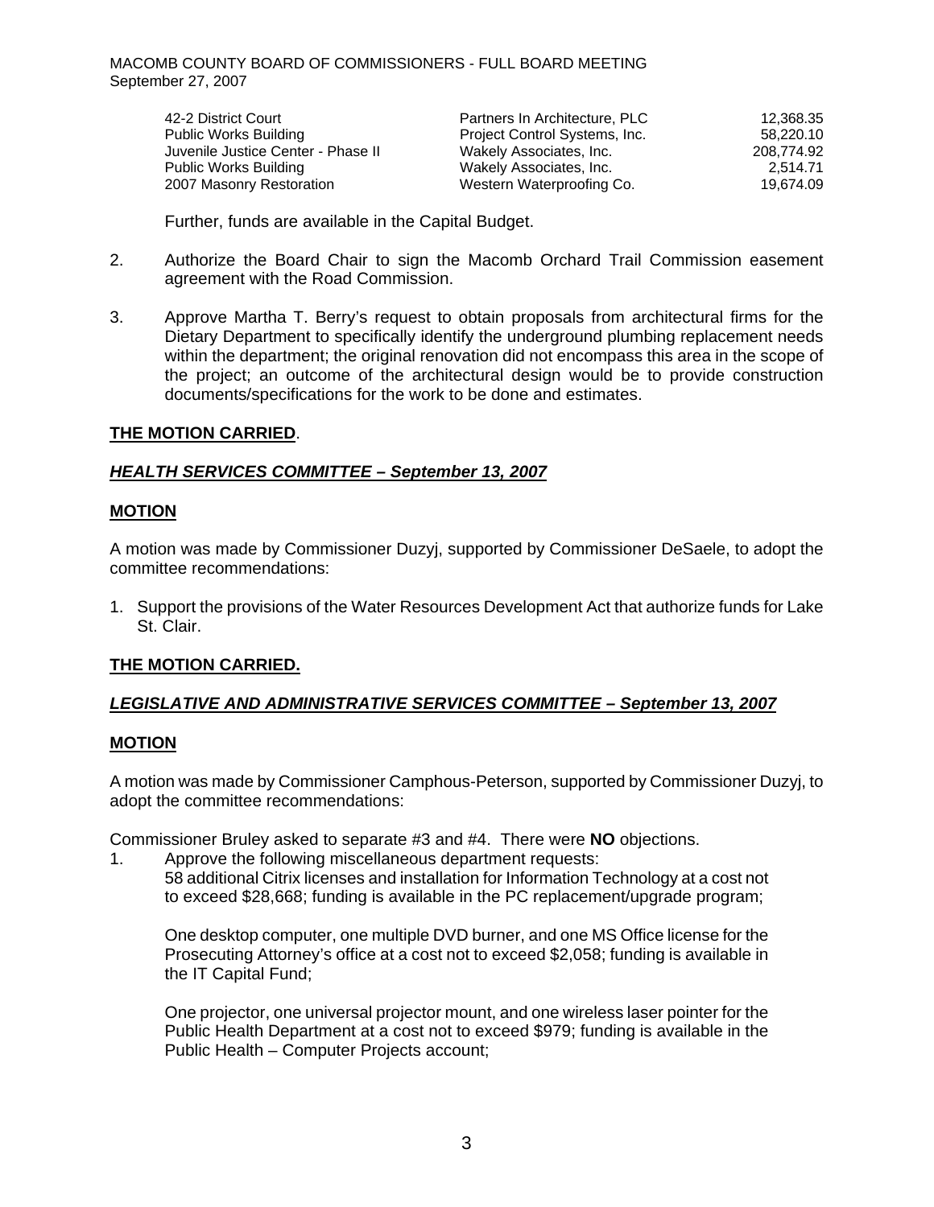| | | |
|---|---|---|
| 42-2 District Court | Partners In Architecture, PLC | 12,368.35 |
| Public Works Building | Project Control Systems, Inc. | 58,220.10 |
| Juvenile Justice Center - Phase II | Wakely Associates, Inc. | 208,774.92 |
| Public Works Building | Wakely Associates, Inc. | 2,514.71 |
| 2007 Masonry Restoration | Western Waterproofing Co. | 19,674.09 |

Further, funds are available in the Capital Budget.

2. Authorize the Board Chair to sign the Macomb Orchard Trail Commission easement agreement with the Road Commission.

3. Approve Martha T. Berry's request to obtain proposals from architectural firms for the Dietary Department to specifically identify the underground plumbing replacement needs within the department; the original renovation did not encompass this area in the scope of the project; an outcome of the architectural design would be to provide construction documents/specifications for the work to be done and estimates.

**THE MOTION CARRIED.**

***HEALTH SERVICES COMMITTEE – September 13, 2007***

**MOTION**

A motion was made by Commissioner Duzyj, supported by Commissioner DeSaele, to adopt the committee recommendations:

1. Support the provisions of the Water Resources Development Act that authorize funds for Lake St. Clair.

**THE MOTION CARRIED.**

***LEGISLATIVE AND ADMINISTRATIVE SERVICES COMMITTEE – September 13, 2007***

**MOTION**

A motion was made by Commissioner Camphous-Peterson, supported by Commissioner Duzyj, to adopt the committee recommendations:

Commissioner Bruley asked to separate #3 and #4. There were **NO** objections.

1. Approve the following miscellaneous department requests:
   58 additional Citrix licenses and installation for Information Technology at a cost not to exceed $28,668; funding is available in the PC replacement/upgrade program;

   One desktop computer, one multiple DVD burner, and one MS Office license for the Prosecuting Attorney's office at a cost not to exceed $2,058; funding is available in the IT Capital Fund;

   One projector, one universal projector mount, and one wireless laser pointer for the Public Health Department at a cost not to exceed $979; funding is available in the Public Health – Computer Projects account;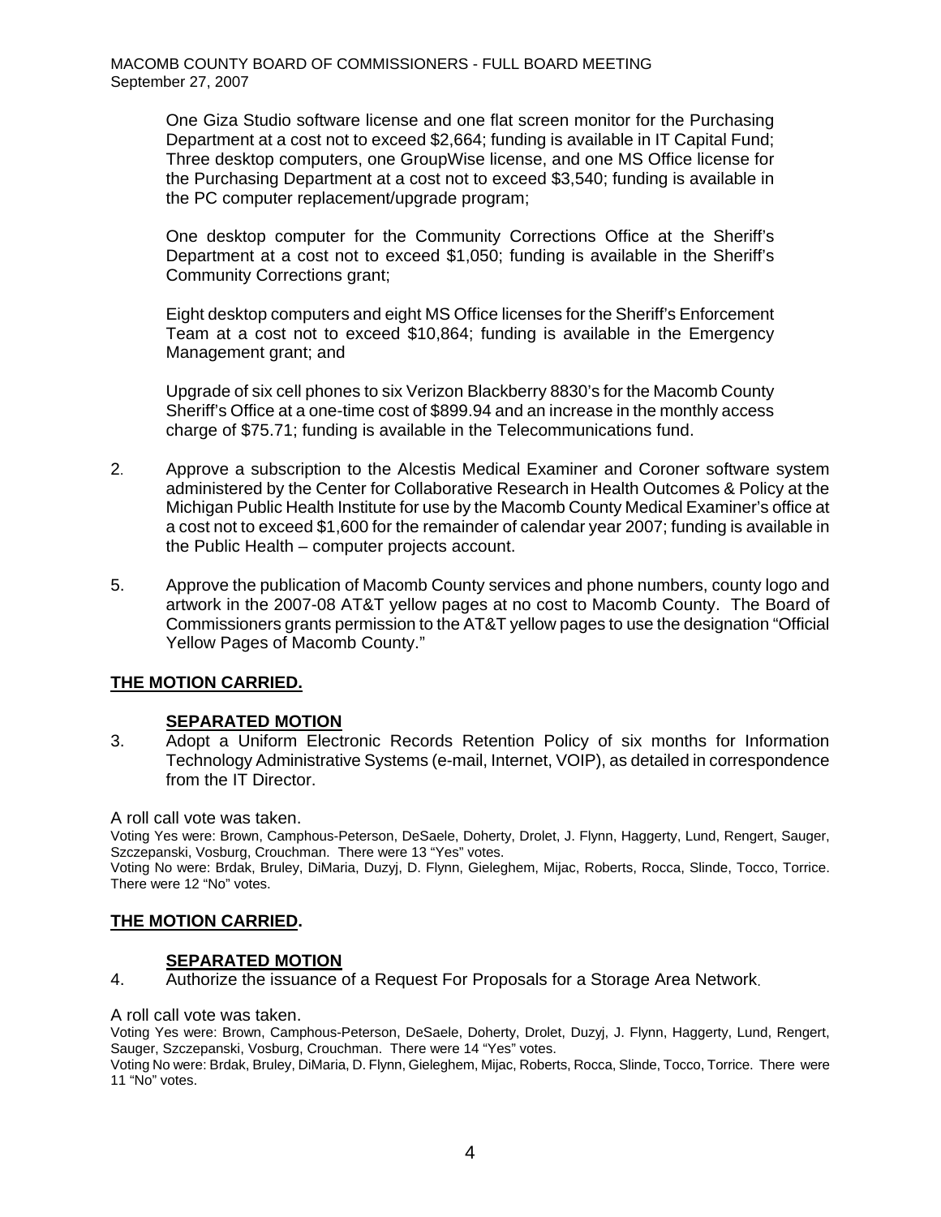One Giza Studio software license and one flat screen monitor for the Purchasing Department at a cost not to exceed $2,664; funding is available in IT Capital Fund; Three desktop computers, one GroupWise license, and one MS Office license for the Purchasing Department at a cost not to exceed $3,540; funding is available in the PC computer replacement/upgrade program;

One desktop computer for the Community Corrections Office at the Sheriff's Department at a cost not to exceed $1,050; funding is available in the Sheriff's Community Corrections grant;

Eight desktop computers and eight MS Office licenses for the Sheriff's Enforcement Team at a cost not to exceed $10,864; funding is available in the Emergency Management grant; and

Upgrade of six cell phones to six Verizon Blackberry 8830's for the Macomb County Sheriff's Office at a one-time cost of $899.94 and an increase in the monthly access charge of $75.71; funding is available in the Telecommunications fund.

2. Approve a subscription to the Alcestis Medical Examiner and Coroner software system administered by the Center for Collaborative Research in Health Outcomes & Policy at the Michigan Public Health Institute for use by the Macomb County Medical Examiner's office at a cost not to exceed $1,600 for the remainder of calendar year 2007; funding is available in the Public Health – computer projects account.

5. Approve the publication of Macomb County services and phone numbers, county logo and artwork in the 2007-08 AT&T yellow pages at no cost to Macomb County. The Board of Commissioners grants permission to the AT&T yellow pages to use the designation "Official Yellow Pages of Macomb County."

**THE MOTION CARRIED.**

**SEPARATED MOTION**

3. Adopt a Uniform Electronic Records Retention Policy of six months for Information Technology Administrative Systems (e-mail, Internet, VOIP), as detailed in correspondence from the IT Director.

A roll call vote was taken.

Voting Yes were: Brown, Camphous-Peterson, DeSaele, Doherty, Drolet, J. Flynn, Haggerty, Lund, Rengert, Sauger, Szczepanski, Vosburg, Crouchman. There were 13 "Yes" votes.

Voting No were: Brdak, Bruley, DiMaria, Duzyj, D. Flynn, Gieleghem, Mijac, Roberts, Rocca, Slinde, Tocco, Torrice. There were 12 "No" votes.

**THE MOTION CARRIED.**

**SEPARATED MOTION**

4. Authorize the issuance of a Request For Proposals for a Storage Area Network.

A roll call vote was taken.

Voting Yes were: Brown, Camphous-Peterson, DeSaele, Doherty, Drolet, Duzyj, J. Flynn, Haggerty, Lund, Rengert, Sauger, Szczepanski, Vosburg, Crouchman. There were 14 "Yes" votes.

Voting No were: Brdak, Bruley, DiMaria, D. Flynn, Gieleghem, Mijac, Roberts, Rocca, Slinde, Tocco, Torrice. There were 11 "No" votes.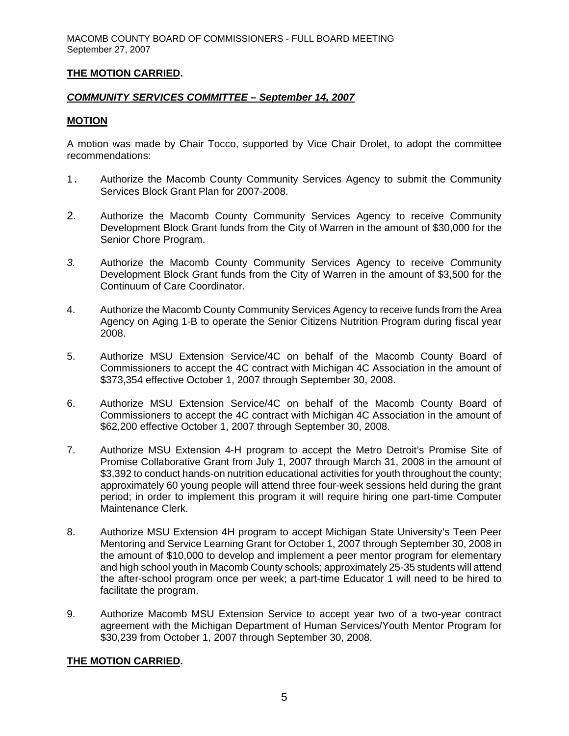**THE MOTION CARRIED.**

***COMMUNITY SERVICES COMMITTEE – September 14, 2007***

**MOTION**

A motion was made by Chair Tocco, supported by Vice Chair Drolet, to adopt the committee recommendations:

1. Authorize the Macomb County Community Services Agency to submit the Community Services Block Grant Plan for 2007-2008.

2. Authorize the Macomb County Community Services Agency to receive Community Development Block Grant funds from the City of Warren in the amount of $30,000 for the Senior Chore Program.

3. Authorize the Macomb County Community Services Agency to receive Community Development Block Grant funds from the City of Warren in the amount of $3,500 for the Continuum of Care Coordinator.

4. Authorize the Macomb County Community Services Agency to receive funds from the Area Agency on Aging 1-B to operate the Senior Citizens Nutrition Program during fiscal year 2008.

5. Authorize MSU Extension Service/4C on behalf of the Macomb County Board of Commissioners to accept the 4C contract with Michigan 4C Association in the amount of $373,354 effective October 1, 2007 through September 30, 2008.

6. Authorize MSU Extension Service/4C on behalf of the Macomb County Board of Commissioners to accept the 4C contract with Michigan 4C Association in the amount of $62,200 effective October 1, 2007 through September 30, 2008.

7. Authorize MSU Extension 4-H program to accept the Metro Detroit's Promise Site of Promise Collaborative Grant from July 1, 2007 through March 31, 2008 in the amount of $3,392 to conduct hands-on nutrition educational activities for youth throughout the county; approximately 60 young people will attend three four-week sessions held during the grant period; in order to implement this program it will require hiring one part-time Computer Maintenance Clerk.

8. Authorize MSU Extension 4H program to accept Michigan State University's Teen Peer Mentoring and Service Learning Grant for October 1, 2007 through September 30, 2008 in the amount of $10,000 to develop and implement a peer mentor program for elementary and high school youth in Macomb County schools; approximately 25-35 students will attend the after-school program once per week; a part-time Educator 1 will need to be hired to facilitate the program.

9. Authorize Macomb MSU Extension Service to accept year two of a two-year contract agreement with the Michigan Department of Human Services/Youth Mentor Program for $30,239 from October 1, 2007 through September 30, 2008.

**THE MOTION CARRIED.**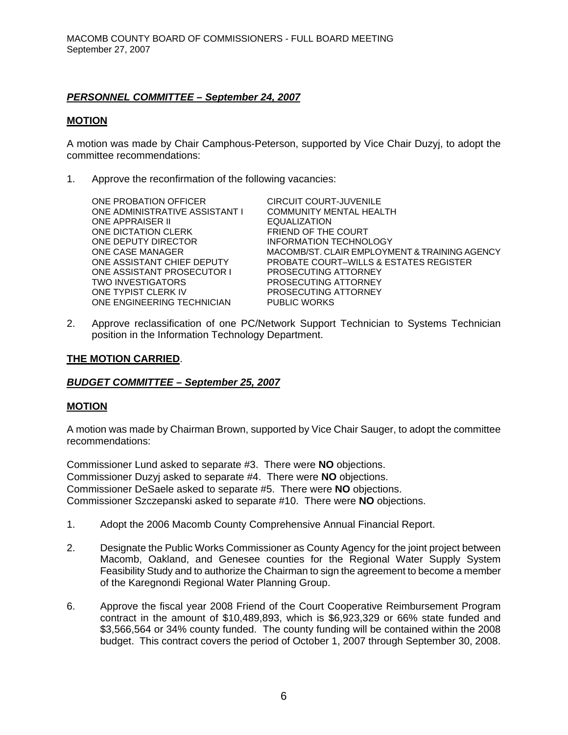***PERSONNEL COMMITTEE – September 24, 2007***

**MOTION**

A motion was made by Chair Camphous-Peterson, supported by Vice Chair Duzyj, to adopt the committee recommendations:

1. Approve the reconfirmation of the following vacancies:

| | |
|---|---|
| ONE PROBATION OFFICER | CIRCUIT COURT-JUVENILE |
| ONE ADMINISTRATIVE ASSISTANT I | COMMUNITY MENTAL HEALTH |
| ONE APPRAISER II | EQUALIZATION |
| ONE DICTATION CLERK | FRIEND OF THE COURT |
| ONE DEPUTY DIRECTOR | INFORMATION TECHNOLOGY |
| ONE CASE MANAGER | MACOMB/ST. CLAIR EMPLOYMENT & TRAINING AGENCY |
| ONE ASSISTANT CHIEF DEPUTY | PROBATE COURT–WILLS & ESTATES REGISTER |
| ONE ASSISTANT PROSECUTOR I | PROSECUTING ATTORNEY |
| TWO INVESTIGATORS | PROSECUTING ATTORNEY |
| ONE TYPIST CLERK IV | PROSECUTING ATTORNEY |
| ONE ENGINEERING TECHNICIAN | PUBLIC WORKS |

2. Approve reclassification of one PC/Network Support Technician to Systems Technician position in the Information Technology Department.

**THE MOTION CARRIED**.

***BUDGET COMMITTEE – September 25, 2007***

**MOTION**

A motion was made by Chairman Brown, supported by Vice Chair Sauger, to adopt the committee recommendations:

Commissioner Lund asked to separate #3. There were **NO** objections.
Commissioner Duzyj asked to separate #4. There were **NO** objections.
Commissioner DeSaele asked to separate #5. There were **NO** objections.
Commissioner Szczepanski asked to separate #10. There were **NO** objections.

1. Adopt the 2006 Macomb County Comprehensive Annual Financial Report.

2. Designate the Public Works Commissioner as County Agency for the joint project between Macomb, Oakland, and Genesee counties for the Regional Water Supply System Feasibility Study and to authorize the Chairman to sign the agreement to become a member of the Karegnondi Regional Water Planning Group.

6. Approve the fiscal year 2008 Friend of the Court Cooperative Reimbursement Program contract in the amount of $10,489,893, which is $6,923,329 or 66% state funded and $3,566,564 or 34% county funded. The county funding will be contained within the 2008 budget. This contract covers the period of October 1, 2007 through September 30, 2008.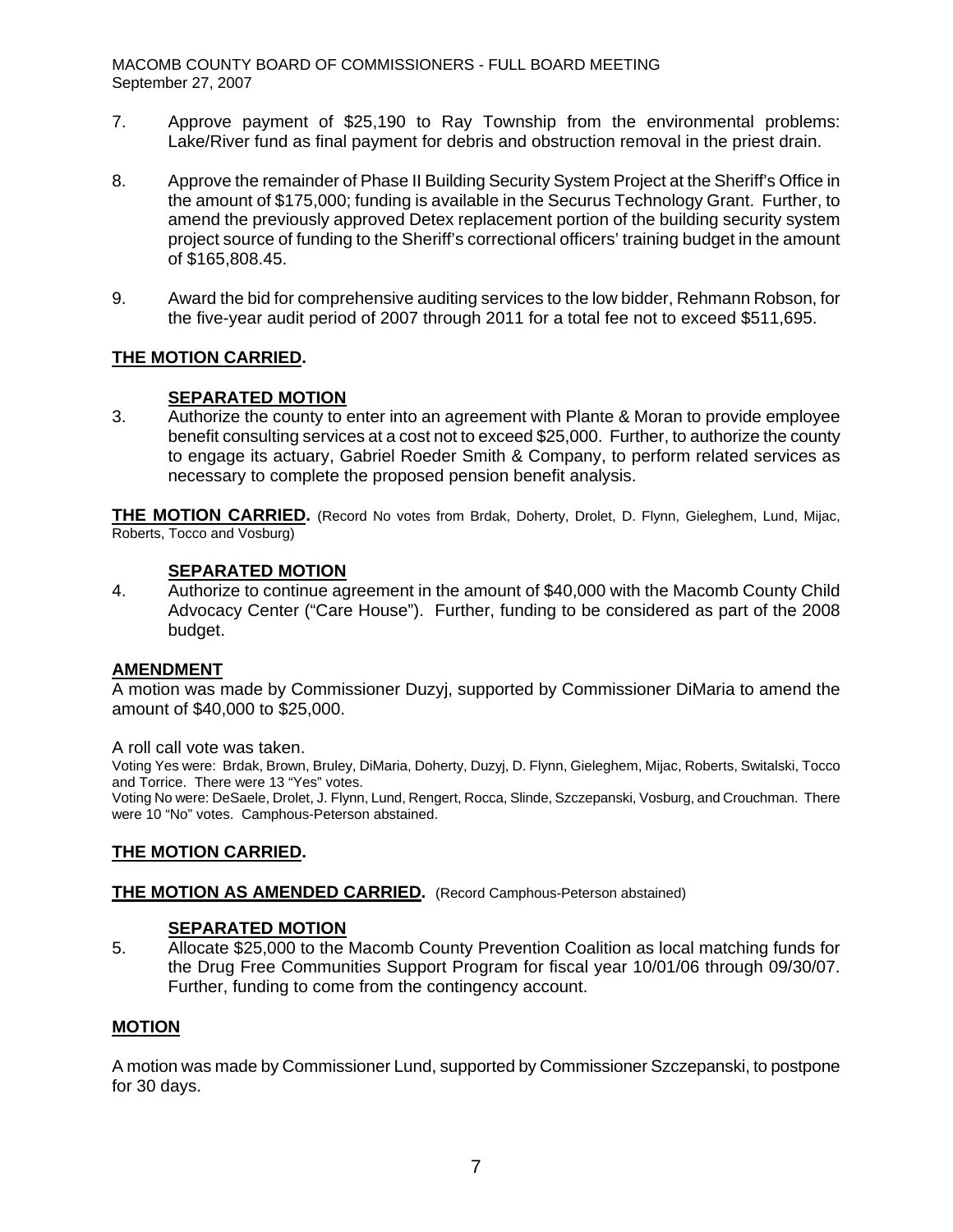7. Approve payment of $25,190 to Ray Township from the environmental problems: Lake/River fund as final payment for debris and obstruction removal in the priest drain.

8. Approve the remainder of Phase II Building Security System Project at the Sheriff's Office in the amount of $175,000; funding is available in the Securus Technology Grant. Further, to amend the previously approved Detex replacement portion of the building security system project source of funding to the Sheriff's correctional officers' training budget in the amount of $165,808.45.

9. Award the bid for comprehensive auditing services to the low bidder, Rehmann Robson, for the five-year audit period of 2007 through 2011 for a total fee not to exceed $511,695.

**THE MOTION CARRIED.**

**SEPARATED MOTION**

3. Authorize the county to enter into an agreement with Plante & Moran to provide employee benefit consulting services at a cost not to exceed $25,000. Further, to authorize the county to engage its actuary, Gabriel Roeder Smith & Company, to perform related services as necessary to complete the proposed pension benefit analysis.

**THE MOTION CARRIED.** (Record No votes from Brdak, Doherty, Drolet, D. Flynn, Gieleghem, Lund, Mijac, Roberts, Tocco and Vosburg)

**SEPARATED MOTION**

4. Authorize to continue agreement in the amount of $40,000 with the Macomb County Child Advocacy Center ("Care House"). Further, funding to be considered as part of the 2008 budget.

**AMENDMENT**

A motion was made by Commissioner Duzyj, supported by Commissioner DiMaria to amend the amount of $40,000 to $25,000.

A roll call vote was taken.

Voting Yes were: Brdak, Brown, Bruley, DiMaria, Doherty, Duzyj, D. Flynn, Gieleghem, Mijac, Roberts, Switalski, Tocco and Torrice. There were 13 "Yes" votes.

Voting No were: DeSaele, Drolet, J. Flynn, Lund, Rengert, Rocca, Slinde, Szczepanski, Vosburg, and Crouchman. There were 10 "No" votes. Camphous-Peterson abstained.

**THE MOTION CARRIED.**

**THE MOTION AS AMENDED CARRIED.** (Record Camphous-Peterson abstained)

**SEPARATED MOTION**

5. Allocate $25,000 to the Macomb County Prevention Coalition as local matching funds for the Drug Free Communities Support Program for fiscal year 10/01/06 through 09/30/07. Further, funding to come from the contingency account.

**MOTION**

A motion was made by Commissioner Lund, supported by Commissioner Szczepanski, to postpone for 30 days.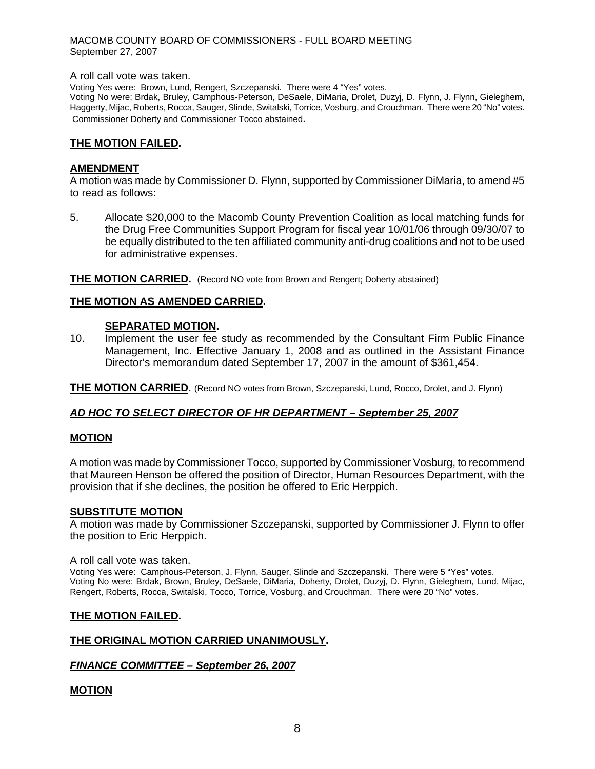A roll call vote was taken.

Voting Yes were: Brown, Lund, Rengert, Szczepanski. There were 4 "Yes" votes.
Voting No were: Brdak, Bruley, Camphous-Peterson, DeSaele, DiMaria, Drolet, Duzyj, D. Flynn, J. Flynn, Gieleghem, Haggerty, Mijac, Roberts, Rocca, Sauger, Slinde, Switalski, Torrice, Vosburg, and Crouchman. There were 20 "No" votes.
Commissioner Doherty and Commissioner Tocco abstained.

**THE MOTION FAILED.**

**AMENDMENT**

A motion was made by Commissioner D. Flynn, supported by Commissioner DiMaria, to amend #5 to read as follows:

5. Allocate $20,000 to the Macomb County Prevention Coalition as local matching funds for the Drug Free Communities Support Program for fiscal year 10/01/06 through 09/30/07 to be equally distributed to the ten affiliated community anti-drug coalitions and not to be used for administrative expenses.

**THE MOTION CARRIED.** (Record NO vote from Brown and Rengert; Doherty abstained)

**THE MOTION AS AMENDED CARRIED.**

**SEPARATED MOTION.**

10. Implement the user fee study as recommended by the Consultant Firm Public Finance Management, Inc. Effective January 1, 2008 and as outlined in the Assistant Finance Director's memorandum dated September 17, 2007 in the amount of $361,454.

**THE MOTION CARRIED**. (Record NO votes from Brown, Szczepanski, Lund, Rocca, Drolet, and J. Flynn)

***AD HOC TO SELECT DIRECTOR OF HR DEPARTMENT – September 25, 2007***

**MOTION**

A motion was made by Commissioner Tocco, supported by Commissioner Vosburg, to recommend that Maureen Henson be offered the position of Director, Human Resources Department, with the provision that if she declines, the position be offered to Eric Herppich.

**SUBSTITUTE MOTION**

A motion was made by Commissioner Szczepanski, supported by Commissioner J. Flynn to offer the position to Eric Herppich.

A roll call vote was taken.

Voting Yes were: Camphous-Peterson, J. Flynn, Sauger, Slinde and Szczepanski. There were 5 "Yes" votes.
Voting No were: Brdak, Brown, Bruley, DeSaele, DiMaria, Doherty, Drolet, Duzyj, D. Flynn, Gieleghem, Lund, Mijac, Rengert, Roberts, Rocca, Switalski, Tocco, Torrice, Vosburg, and Crouchman. There were 20 "No" votes.

**THE MOTION FAILED.**

**THE ORIGINAL MOTION CARRIED UNANIMOUSLY.**

***FINANCE COMMITTEE – September 26, 2007***

**MOTION**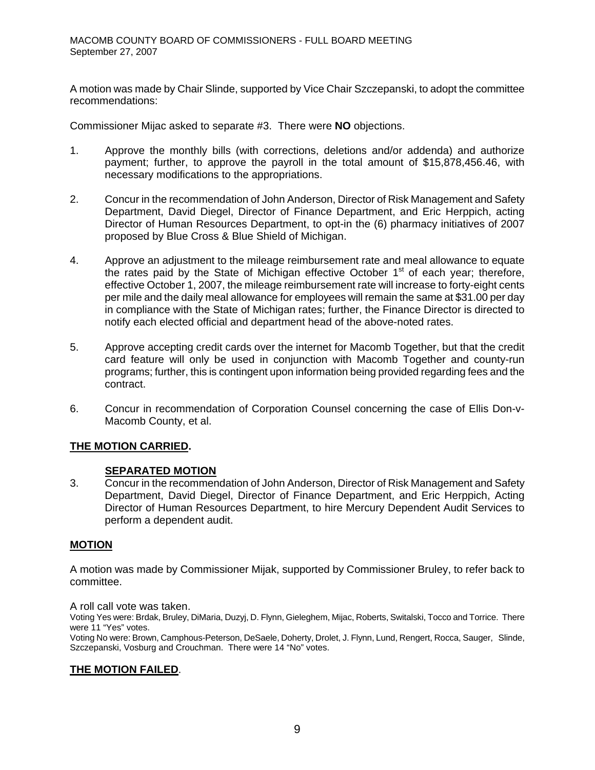A motion was made by Chair Slinde, supported by Vice Chair Szczepanski, to adopt the committee recommendations:

Commissioner Mijac asked to separate #3. There were **NO** objections.

1. Approve the monthly bills (with corrections, deletions and/or addenda) and authorize payment; further, to approve the payroll in the total amount of $15,878,456.46, with necessary modifications to the appropriations.

2. Concur in the recommendation of John Anderson, Director of Risk Management and Safety Department, David Diegel, Director of Finance Department, and Eric Herppich, acting Director of Human Resources Department, to opt-in the (6) pharmacy initiatives of 2007 proposed by Blue Cross & Blue Shield of Michigan.

4. Approve an adjustment to the mileage reimbursement rate and meal allowance to equate the rates paid by the State of Michigan effective October 1st of each year; therefore, effective October 1, 2007, the mileage reimbursement rate will increase to forty-eight cents per mile and the daily meal allowance for employees will remain the same at $31.00 per day in compliance with the State of Michigan rates; further, the Finance Director is directed to notify each elected official and department head of the above-noted rates.

5. Approve accepting credit cards over the internet for Macomb Together, but that the credit card feature will only be used in conjunction with Macomb Together and county-run programs; further, this is contingent upon information being provided regarding fees and the contract.

6. Concur in recommendation of Corporation Counsel concerning the case of Ellis Don-v-Macomb County, et al.

**THE MOTION CARRIED.**

**SEPARATED MOTION**

3. Concur in the recommendation of John Anderson, Director of Risk Management and Safety Department, David Diegel, Director of Finance Department, and Eric Herppich, Acting Director of Human Resources Department, to hire Mercury Dependent Audit Services to perform a dependent audit.

**MOTION**

A motion was made by Commissioner Mijak, supported by Commissioner Bruley, to refer back to committee.

A roll call vote was taken.

Voting Yes were: Brdak, Bruley, DiMaria, Duzyj, D. Flynn, Gieleghem, Mijac, Roberts, Switalski, Tocco and Torrice. There were 11 "Yes" votes.

Voting No were: Brown, Camphous-Peterson, DeSaele, Doherty, Drolet, J. Flynn, Lund, Rengert, Rocca, Sauger, Slinde, Szczepanski, Vosburg and Crouchman. There were 14 "No" votes.

**THE MOTION FAILED.**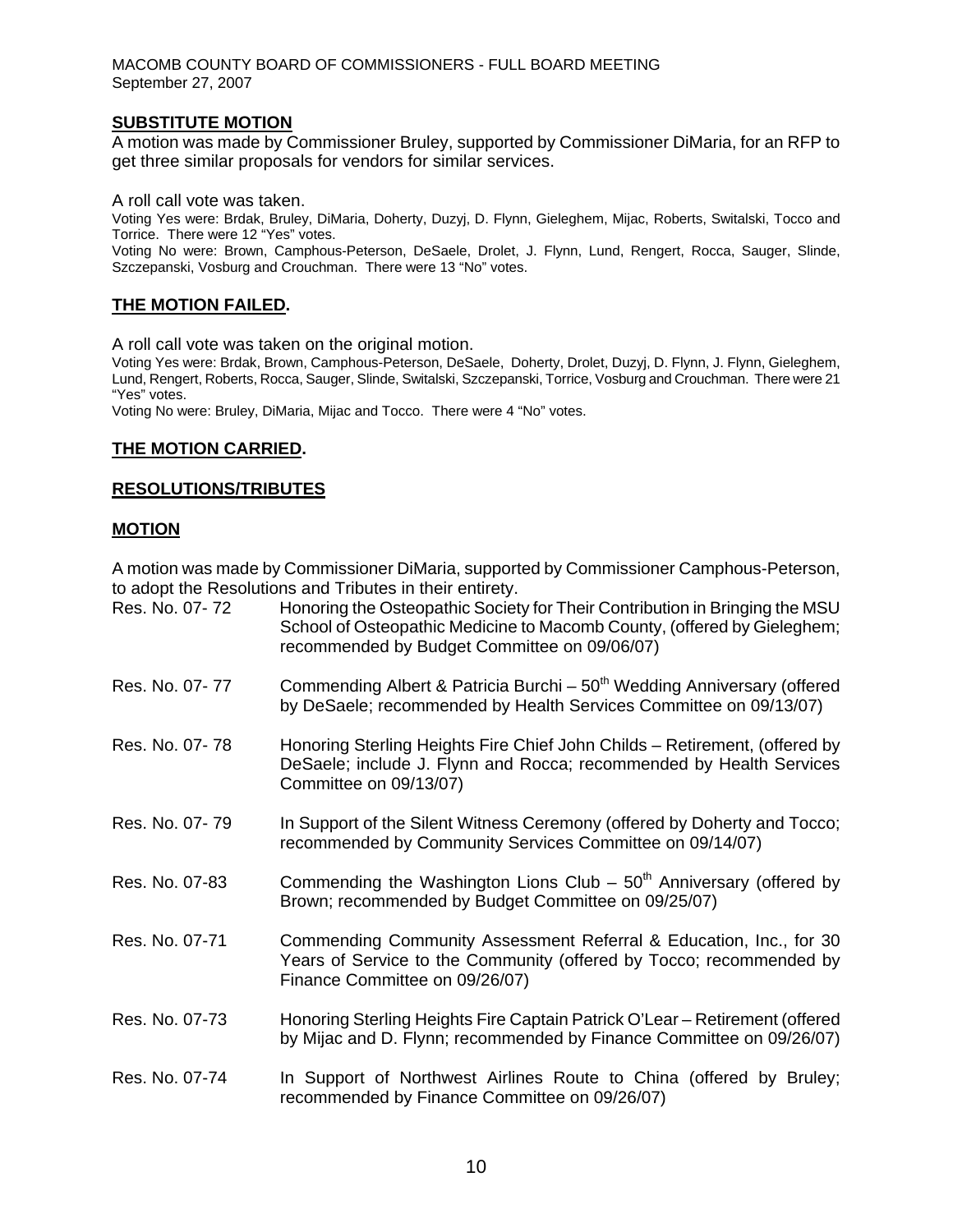**SUBSTITUTE MOTION**

A motion was made by Commissioner Bruley, supported by Commissioner DiMaria, for an RFP to get three similar proposals for vendors for similar services.

A roll call vote was taken.

Voting Yes were: Brdak, Bruley, DiMaria, Doherty, Duzyj, D. Flynn, Gieleghem, Mijac, Roberts, Switalski, Tocco and Torrice. There were 12 "Yes" votes.

Voting No were: Brown, Camphous-Peterson, DeSaele, Drolet, J. Flynn, Lund, Rengert, Rocca, Sauger, Slinde, Szczepanski, Vosburg and Crouchman. There were 13 "No" votes.

**THE MOTION FAILED.**

A roll call vote was taken on the original motion.

Voting Yes were: Brdak, Brown, Camphous-Peterson, DeSaele, Doherty, Drolet, Duzyj, D. Flynn, J. Flynn, Gieleghem, Lund, Rengert, Roberts, Rocca, Sauger, Slinde, Switalski, Szczepanski, Torrice, Vosburg and Crouchman. There were 21 "Yes" votes.

Voting No were: Bruley, DiMaria, Mijac and Tocco. There were 4 "No" votes.

**THE MOTION CARRIED.**

**RESOLUTIONS/TRIBUTES**

**MOTION**

A motion was made by Commissioner DiMaria, supported by Commissioner Camphous-Peterson, to adopt the Resolutions and Tributes in their entirety.

Res. No. 07- 72 Honoring the Osteopathic Society for Their Contribution in Bringing the MSU School of Osteopathic Medicine to Macomb County, (offered by Gieleghem; recommended by Budget Committee on 09/06/07)

Res. No. 07- 77 Commending Albert & Patricia Burchi – 50th Wedding Anniversary (offered by DeSaele; recommended by Health Services Committee on 09/13/07)

Res. No. 07- 78 Honoring Sterling Heights Fire Chief John Childs – Retirement, (offered by DeSaele; include J. Flynn and Rocca; recommended by Health Services Committee on 09/13/07)

Res. No. 07- 79 In Support of the Silent Witness Ceremony (offered by Doherty and Tocco; recommended by Community Services Committee on 09/14/07)

Res. No. 07-83 Commending the Washington Lions Club – 50th Anniversary (offered by Brown; recommended by Budget Committee on 09/25/07)

Res. No. 07-71 Commending Community Assessment Referral & Education, Inc., for 30 Years of Service to the Community (offered by Tocco; recommended by Finance Committee on 09/26/07)

Res. No. 07-73 Honoring Sterling Heights Fire Captain Patrick O'Lear – Retirement (offered by Mijac and D. Flynn; recommended by Finance Committee on 09/26/07)

Res. No. 07-74 In Support of Northwest Airlines Route to China (offered by Bruley; recommended by Finance Committee on 09/26/07)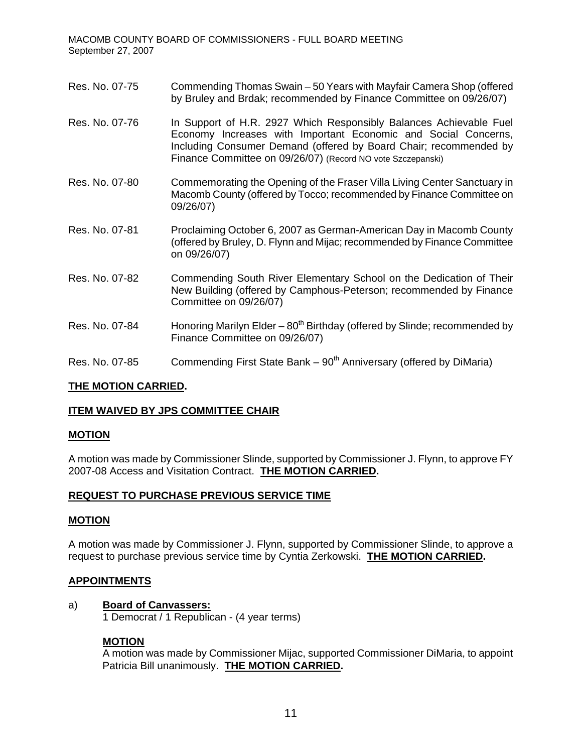Res. No. 07-75 Commending Thomas Swain – 50 Years with Mayfair Camera Shop (offered by Bruley and Brdak; recommended by Finance Committee on 09/26/07)

Res. No. 07-76 In Support of H.R. 2927 Which Responsibly Balances Achievable Fuel Economy Increases with Important Economic and Social Concerns, Including Consumer Demand (offered by Board Chair; recommended by Finance Committee on 09/26/07) (Record NO vote Szczepanski)

Res. No. 07-80 Commemorating the Opening of the Fraser Villa Living Center Sanctuary in Macomb County (offered by Tocco; recommended by Finance Committee on 09/26/07)

Res. No. 07-81 Proclaiming October 6, 2007 as German-American Day in Macomb County (offered by Bruley, D. Flynn and Mijac; recommended by Finance Committee on 09/26/07)

Res. No. 07-82 Commending South River Elementary School on the Dedication of Their New Building (offered by Camphous-Peterson; recommended by Finance Committee on 09/26/07)

Res. No. 07-84 Honoring Marilyn Elder – 80th Birthday (offered by Slinde; recommended by Finance Committee on 09/26/07)

Res. No. 07-85 Commending First State Bank – 90th Anniversary (offered by DiMaria)

**THE MOTION CARRIED.**

**ITEM WAIVED BY JPS COMMITTEE CHAIR**

**MOTION**

A motion was made by Commissioner Slinde, supported by Commissioner J. Flynn, to approve FY 2007-08 Access and Visitation Contract. **THE MOTION CARRIED.**

**REQUEST TO PURCHASE PREVIOUS SERVICE TIME**

**MOTION**

A motion was made by Commissioner J. Flynn, supported by Commissioner Slinde, to approve a request to purchase previous service time by Cyntia Zerkowski. **THE MOTION CARRIED.**

**APPOINTMENTS**

a) **Board of Canvassers:**
1 Democrat / 1 Republican - (4 year terms)

**MOTION**
A motion was made by Commissioner Mijac, supported Commissioner DiMaria, to appoint Patricia Bill unanimously. **THE MOTION CARRIED.**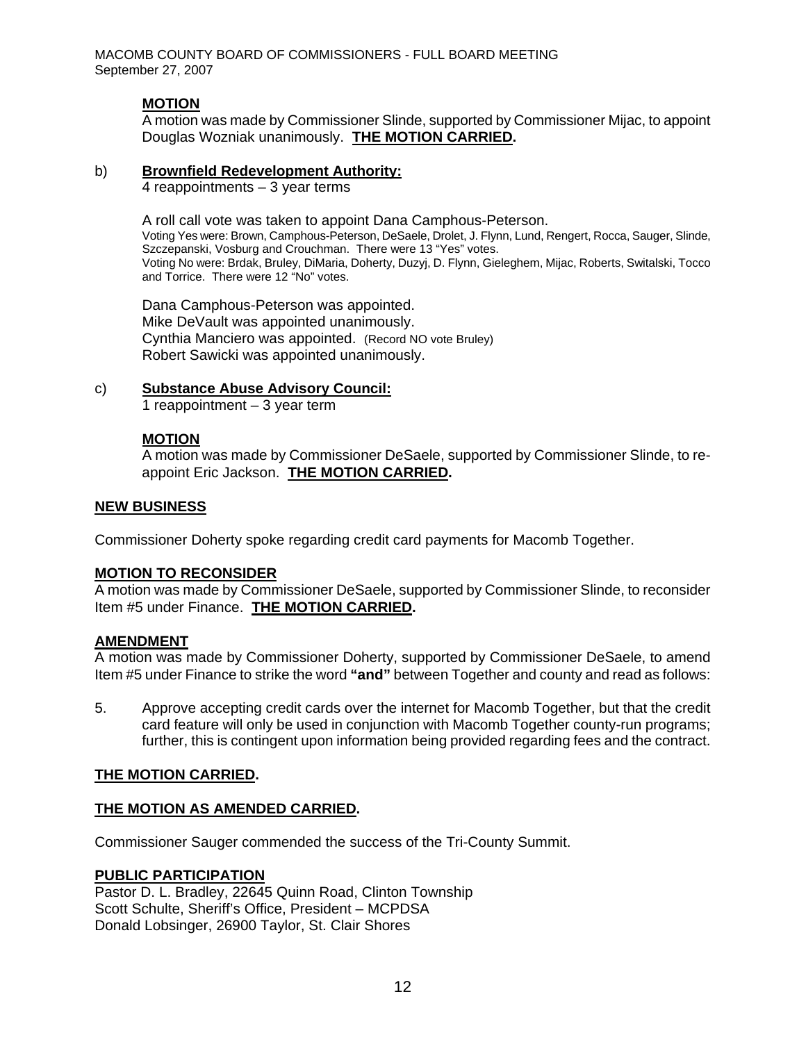**MOTION**

A motion was made by Commissioner Slinde, supported by Commissioner Mijac, to appoint Douglas Wozniak unanimously. **THE MOTION CARRIED.**

b) **Brownfield Redevelopment Authority:**
4 reappointments – 3 year terms

A roll call vote was taken to appoint Dana Camphous-Peterson.
Voting Yes were: Brown, Camphous-Peterson, DeSaele, Drolet, J. Flynn, Lund, Rengert, Rocca, Sauger, Slinde, Szczepanski, Vosburg and Crouchman. There were 13 "Yes" votes.
Voting No were: Brdak, Bruley, DiMaria, Doherty, Duzyj, D. Flynn, Gieleghem, Mijac, Roberts, Switalski, Tocco and Torrice. There were 12 "No" votes.

Dana Camphous-Peterson was appointed.
Mike DeVault was appointed unanimously.
Cynthia Manciero was appointed. (Record NO vote Bruley)
Robert Sawicki was appointed unanimously.

c) **Substance Abuse Advisory Council:**
1 reappointment – 3 year term

**MOTION**

A motion was made by Commissioner DeSaele, supported by Commissioner Slinde, to re-appoint Eric Jackson. **THE MOTION CARRIED.**

**NEW BUSINESS**

Commissioner Doherty spoke regarding credit card payments for Macomb Together.

**MOTION TO RECONSIDER**

A motion was made by Commissioner DeSaele, supported by Commissioner Slinde, to reconsider Item #5 under Finance. **THE MOTION CARRIED.**

**AMENDMENT**

A motion was made by Commissioner Doherty, supported by Commissioner DeSaele, to amend Item #5 under Finance to strike the word **"and"** between Together and county and read as follows:

5. Approve accepting credit cards over the internet for Macomb Together, but that the credit card feature will only be used in conjunction with Macomb Together county-run programs; further, this is contingent upon information being provided regarding fees and the contract.

**THE MOTION CARRIED.**

**THE MOTION AS AMENDED CARRIED.**

Commissioner Sauger commended the success of the Tri-County Summit.

**PUBLIC PARTICIPATION**

Pastor D. L. Bradley, 22645 Quinn Road, Clinton Township
Scott Schulte, Sheriff's Office, President – MCPDSA
Donald Lobsinger, 26900 Taylor, St. Clair Shores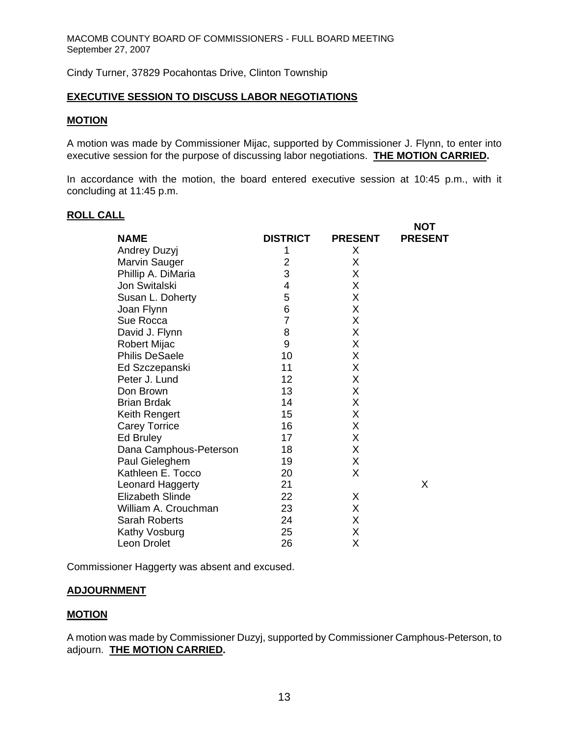Cindy Turner, 37829 Pocahontas Drive, Clinton Township

**EXECUTIVE SESSION TO DISCUSS LABOR NEGOTIATIONS**

**MOTION**

A motion was made by Commissioner Mijac, supported by Commissioner J. Flynn, to enter into executive session for the purpose of discussing labor negotiations. **THE MOTION CARRIED.**

In accordance with the motion, the board entered executive session at 10:45 p.m., with it concluding at 11:45 p.m.

**ROLL CALL**

| NAME | DISTRICT | PRESENT | NOT PRESENT |
|---|---|---|---|
| Andrey Duzyj | 1 | X | |
| Marvin Sauger | 2 | X | |
| Phillip A. DiMaria | 3 | X | |
| Jon Switalski | 4 | X | |
| Susan L. Doherty | 5 | X | |
| Joan Flynn | 6 | X | |
| Sue Rocca | 7 | X | |
| David J. Flynn | 8 | X | |
| Robert Mijac | 9 | X | |
| Philis DeSaele | 10 | X | |
| Ed Szczepanski | 11 | X | |
| Peter J. Lund | 12 | X | |
| Don Brown | 13 | X | |
| Brian Brdak | 14 | X | |
| Keith Rengert | 15 | X | |
| Carey Torrice | 16 | X | |
| Ed Bruley | 17 | X | |
| Dana Camphous-Peterson | 18 | X | |
| Paul Gieleghem | 19 | X | |
| Kathleen E. Tocco | 20 | X | |
| Leonard Haggerty | 21 | | X |
| Elizabeth Slinde | 22 | X | |
| William A. Crouchman | 23 | X | |
| Sarah Roberts | 24 | X | |
| Kathy Vosburg | 25 | X | |
| Leon Drolet | 26 | X | |

Commissioner Haggerty was absent and excused.

**ADJOURNMENT**

**MOTION**

A motion was made by Commissioner Duzyj, supported by Commissioner Camphous-Peterson, to adjourn. **THE MOTION CARRIED.**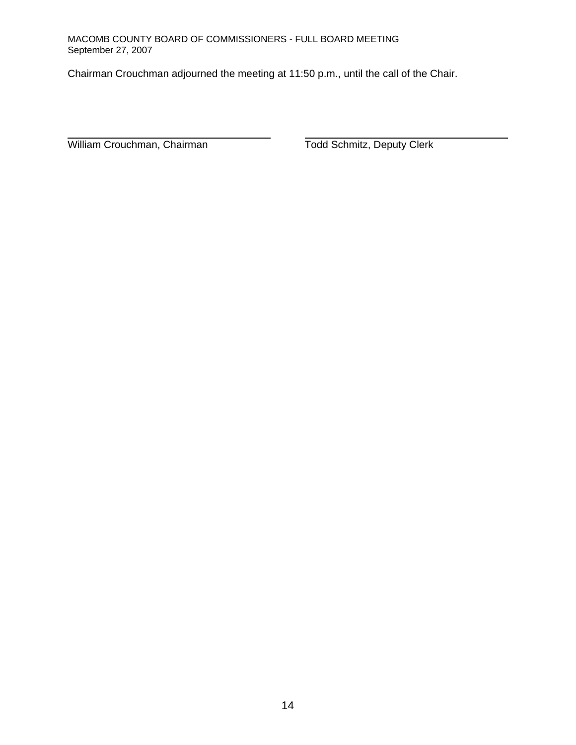Chairman Crouchman adjourned the meeting at 11:50 p.m., until the call of the Chair.

William Crouchman, Chairman

Todd Schmitz, Deputy Clerk